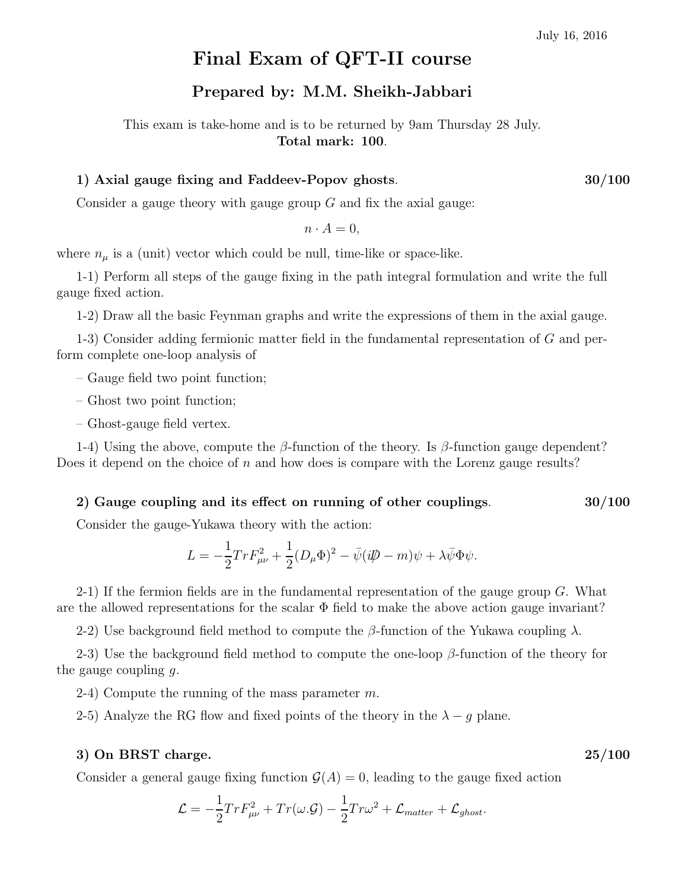July 16, 2016

# Final Exam of QFT-II course

## Prepared by: M.M. Sheikh-Jabbari

This exam is take-home and is to be returned by 9am Thursday 28 July.
**Total mark: 100.**

### 1) Axial gauge fixing and Faddeev-Popov ghosts. 30/100

Consider a gauge theory with gauge group $G$ and fix the axial gauge:

$$n \cdot A = 0,$$

where $n_\mu$ is a (unit) vector which could be null, time-like or space-like.

1-1) Perform all steps of the gauge fixing in the path integral formulation and write the full gauge fixed action.

1-2) Draw all the basic Feynman graphs and write the expressions of them in the axial gauge.

1-3) Consider adding fermionic matter field in the fundamental representation of $G$ and perform complete one-loop analysis of

– Gauge field two point function;

– Ghost two point function;

– Ghost-gauge field vertex.

1-4) Using the above, compute the $\beta$-function of the theory. Is $\beta$-function gauge dependent? Does it depend on the choice of $n$ and how does is compare with the Lorenz gauge results?

### 2) Gauge coupling and its effect on running of other couplings. 30/100

Consider the gauge-Yukawa theory with the action:

$$L = -\frac{1}{2}TrF_{\mu\nu}^2 + \frac{1}{2}(D_\mu\Phi)^2 - \bar{\psi}(i\not{D} - m)\psi + \lambda\bar{\psi}\Phi\psi.$$

2-1) If the fermion fields are in the fundamental representation of the gauge group $G$. What are the allowed representations for the scalar $\Phi$ field to make the above action gauge invariant?

2-2) Use background field method to compute the $\beta$-function of the Yukawa coupling $\lambda$.

2-3) Use the background field method to compute the one-loop $\beta$-function of the theory for the gauge coupling $g$.

2-4) Compute the running of the mass parameter $m$.

2-5) Analyze the RG flow and fixed points of the theory in the $\lambda - g$ plane.

### 3) On BRST charge. 25/100

Consider a general gauge fixing function $\mathcal{G}(A) = 0$, leading to the gauge fixed action

$$\mathcal{L} = -\frac{1}{2}TrF_{\mu\nu}^2 + Tr(\omega.\mathcal{G}) - \frac{1}{2}Tr\omega^2 + \mathcal{L}_{matter} + \mathcal{L}_{ghost}.$$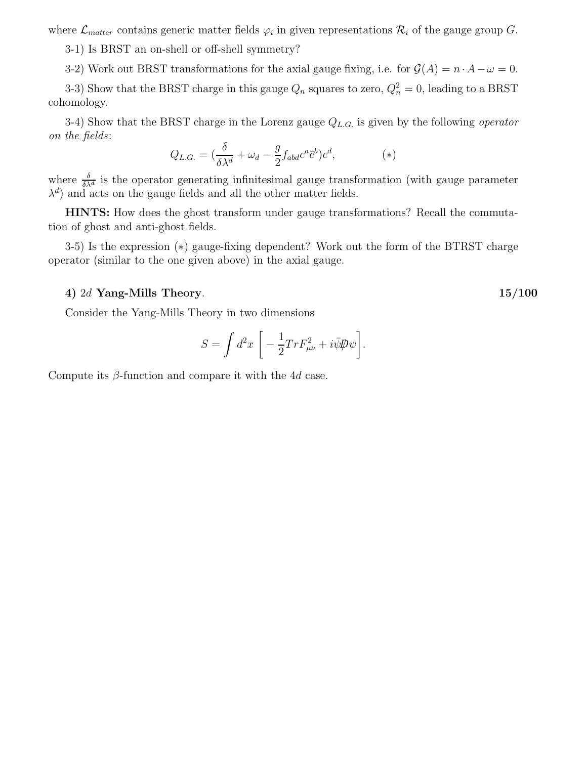where $\mathcal{L}_{matter}$ contains generic matter fields $\varphi_i$ in given representations $\mathcal{R}_i$ of the gauge group $G$.

3-1) Is BRST an on-shell or off-shell symmetry?

3-2) Work out BRST transformations for the axial gauge fixing, i.e. for $\mathcal{G}(A) = n \cdot A - \omega = 0$.

3-3) Show that the BRST charge in this gauge $Q_n$ squares to zero, $Q_n^2 = 0$, leading to a BRST cohomology.

3-4) Show that the BRST charge in the Lorenz gauge $Q_{L.G.}$ is given by the following *operator on the fields*:

$$Q_{L.G.} = (\frac{\delta}{\delta \lambda^d} + \omega_d - \frac{g}{2} f_{abd} c^a \bar{c}^b) c^d, \qquad (*)$$

where $\frac{\delta}{\delta \lambda^d}$ is the operator generating infinitesimal gauge transformation (with gauge parameter $\lambda^d$) and acts on the gauge fields and all the other matter fields.

**HINTS:** How does the ghost transform under gauge transformations? Recall the commutation of ghost and anti-ghost fields.

3-5) Is the expression $(*)$ gauge-fixing dependent? Work out the form of the BTRST charge operator (similar to the one given above) in the axial gauge.

### 4) $2d$ Yang-Mills Theory. **15/100**

Consider the Yang-Mills Theory in two dimensions

$$S = \int d^2x \left[ -\frac{1}{2} Tr F_{\mu\nu}^2 + i\bar{\psi} \not{D} \psi \right].$$

Compute its $\beta$-function and compare it with the $4d$ case.